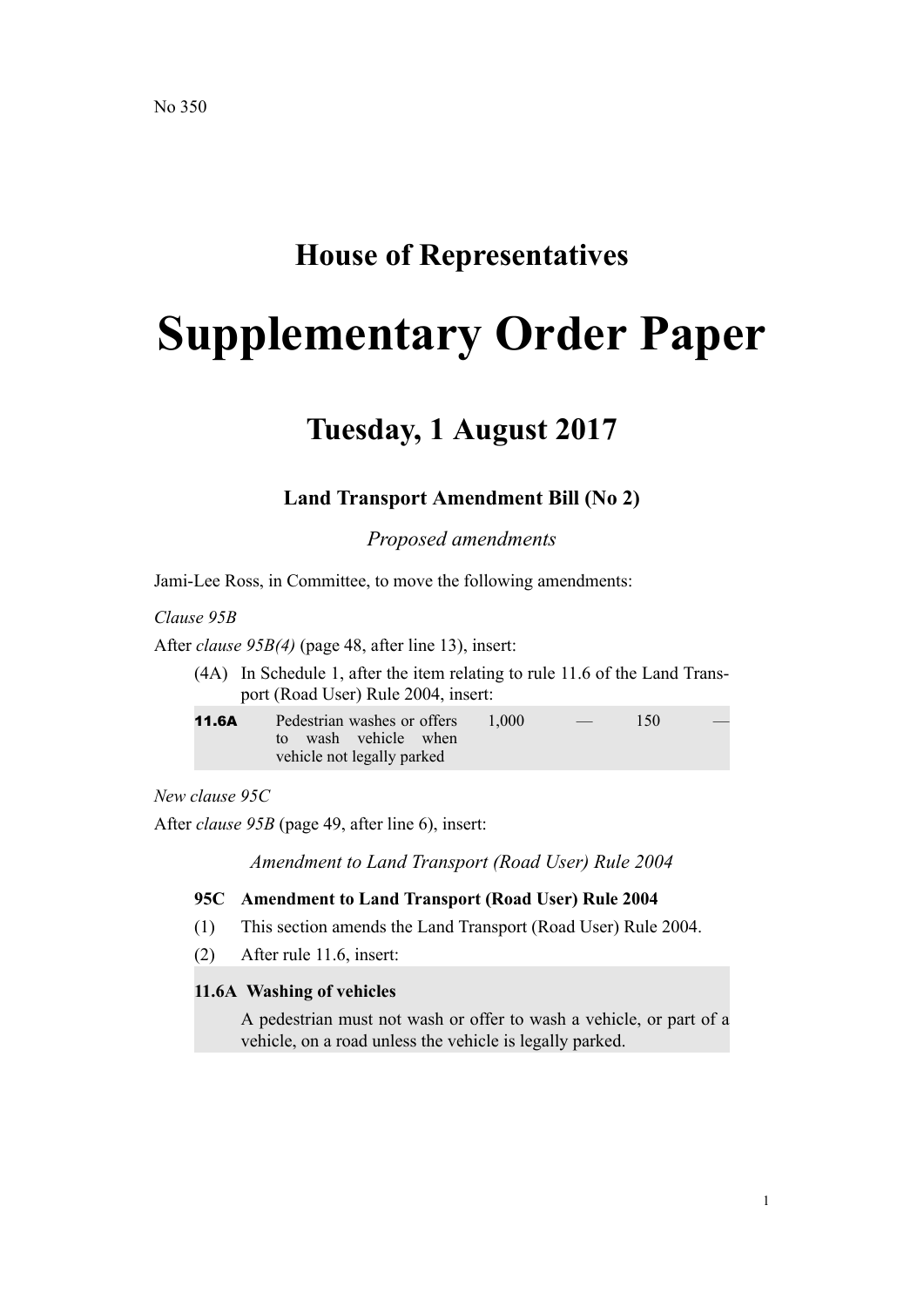No 350

# House of Representatives

# Supplementary Order Paper

## Tuesday, 1 August 2017

### Land Transport Amendment Bill (No 2)

*Proposed amendments*

Jami-Lee Ross, in Committee, to move the following amendments:

*Clause 95B*

After *clause 95B(4)* (page 48, after line 13), insert:

(4A) In Schedule 1, after the item relating to rule 11.6 of the Land Transport (Road User) Rule 2004, insert:

| | | | | | |
|---|---|---|---|---|---|
| **11.6A** | Pedestrian washes or offers to wash vehicle when vehicle not legally parked | 1,000 | — | 150 | — |

*New clause 95C*

After *clause 95B* (page 49, after line 6), insert:

*Amendment to Land Transport (Road User) Rule 2004*

**95C Amendment to Land Transport (Road User) Rule 2004**

(1) This section amends the Land Transport (Road User) Rule 2004.

(2) After rule 11.6, insert:

**11.6A Washing of vehicles**

A pedestrian must not wash or offer to wash a vehicle, or part of a vehicle, on a road unless the vehicle is legally parked.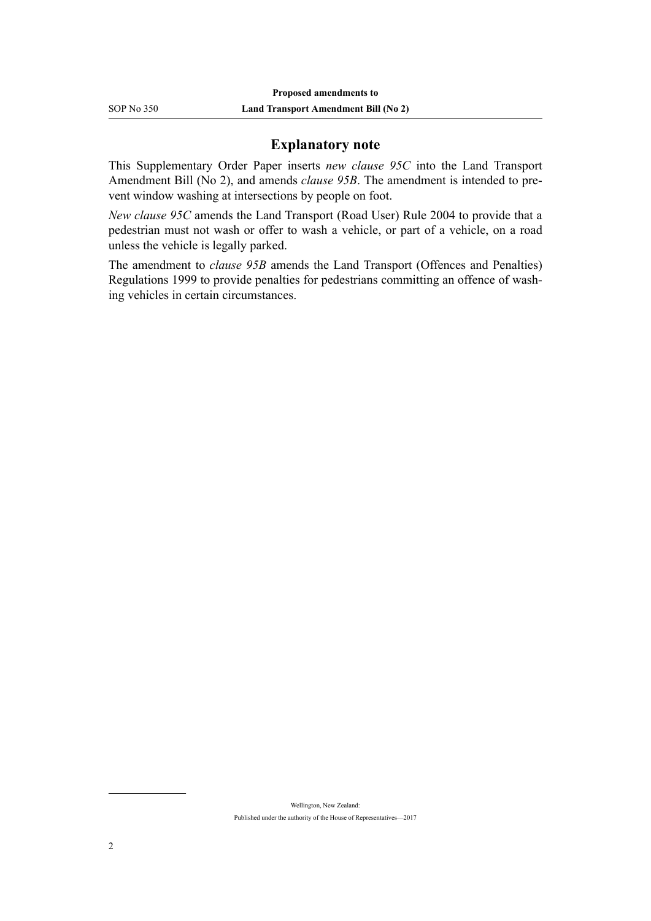## Explanatory note

This Supplementary Order Paper inserts *new clause 95C* into the Land Transport Amendment Bill (No 2), and amends *clause 95B*. The amendment is intended to prevent window washing at intersections by people on foot.

*New clause 95C* amends the Land Transport (Road User) Rule 2004 to provide that a pedestrian must not wash or offer to wash a vehicle, or part of a vehicle, on a road unless the vehicle is legally parked.

The amendment to *clause 95B* amends the Land Transport (Offences and Penalties) Regulations 1999 to provide penalties for pedestrians committing an offence of washing vehicles in certain circumstances.

Wellington, New Zealand:

Published under the authority of the House of Representatives—2017